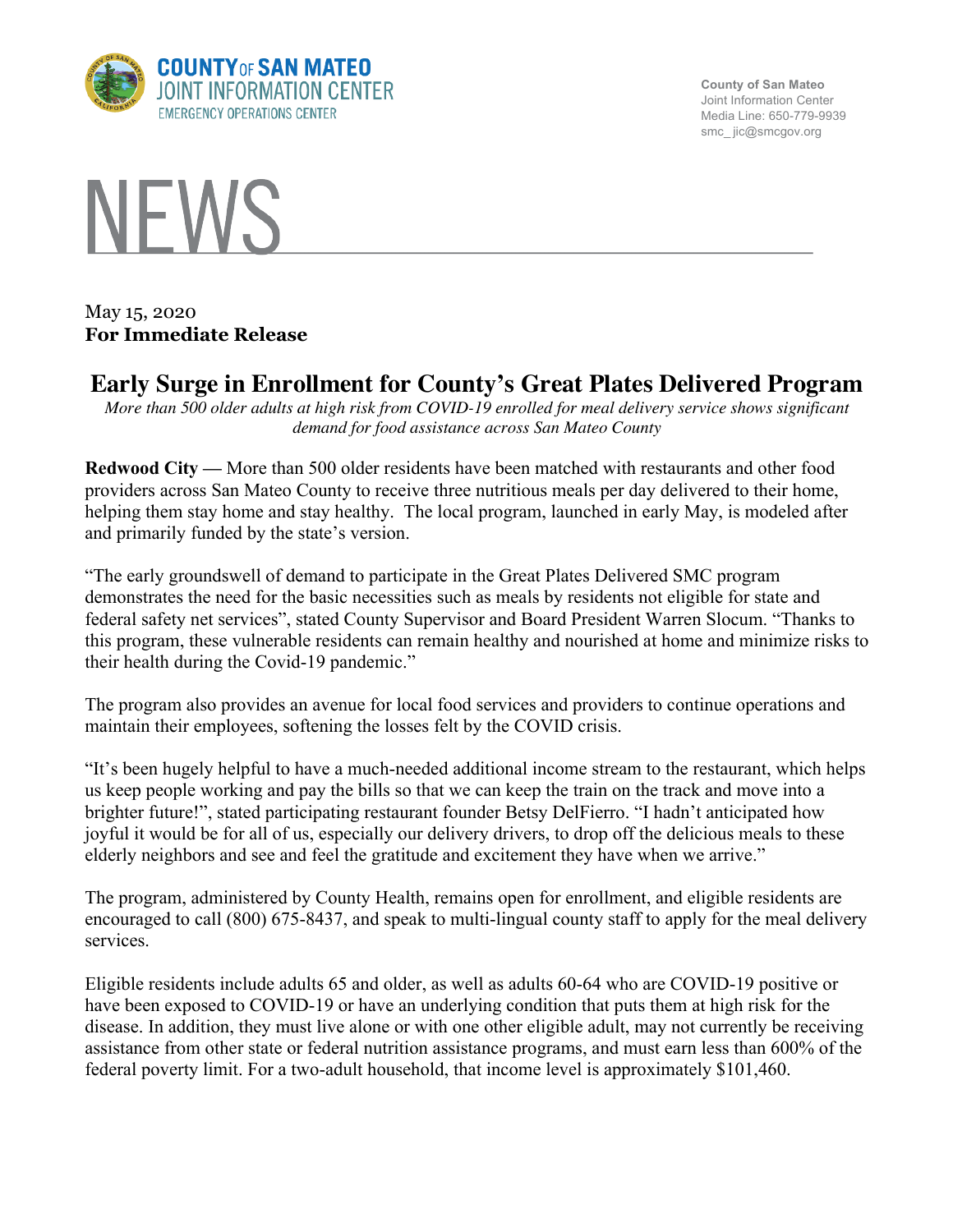COUNTY OF SAN MATEO
JOINT INFORMATION CENTER
EMERGENCY OPERATIONS CENTER

County of San Mateo
Joint Information Center
Media Line: 650-779-9939
smc_jic@smcgov.org

# NEWS

May 15, 2020
**For Immediate Release**

## Early Surge in Enrollment for County's Great Plates Delivered Program

*More than 500 older adults at high risk from COVID-19 enrolled for meal delivery service shows significant demand for food assistance across San Mateo County*

**Redwood City —** More than 500 older residents have been matched with restaurants and other food providers across San Mateo County to receive three nutritious meals per day delivered to their home, helping them stay home and stay healthy. The local program, launched in early May, is modeled after and primarily funded by the state's version.

"The early groundswell of demand to participate in the Great Plates Delivered SMC program demonstrates the need for the basic necessities such as meals by residents not eligible for state and federal safety net services", stated County Supervisor and Board President Warren Slocum. "Thanks to this program, these vulnerable residents can remain healthy and nourished at home and minimize risks to their health during the Covid-19 pandemic."

The program also provides an avenue for local food services and providers to continue operations and maintain their employees, softening the losses felt by the COVID crisis.

"It's been hugely helpful to have a much-needed additional income stream to the restaurant, which helps us keep people working and pay the bills so that we can keep the train on the track and move into a brighter future!", stated participating restaurant founder Betsy DelFierro. "I hadn't anticipated how joyful it would be for all of us, especially our delivery drivers, to drop off the delicious meals to these elderly neighbors and see and feel the gratitude and excitement they have when we arrive."

The program, administered by County Health, remains open for enrollment, and eligible residents are encouraged to call (800) 675-8437, and speak to multi-lingual county staff to apply for the meal delivery services.

Eligible residents include adults 65 and older, as well as adults 60-64 who are COVID-19 positive or have been exposed to COVID-19 or have an underlying condition that puts them at high risk for the disease. In addition, they must live alone or with one other eligible adult, may not currently be receiving assistance from other state or federal nutrition assistance programs, and must earn less than 600% of the federal poverty limit. For a two-adult household, that income level is approximately $101,460.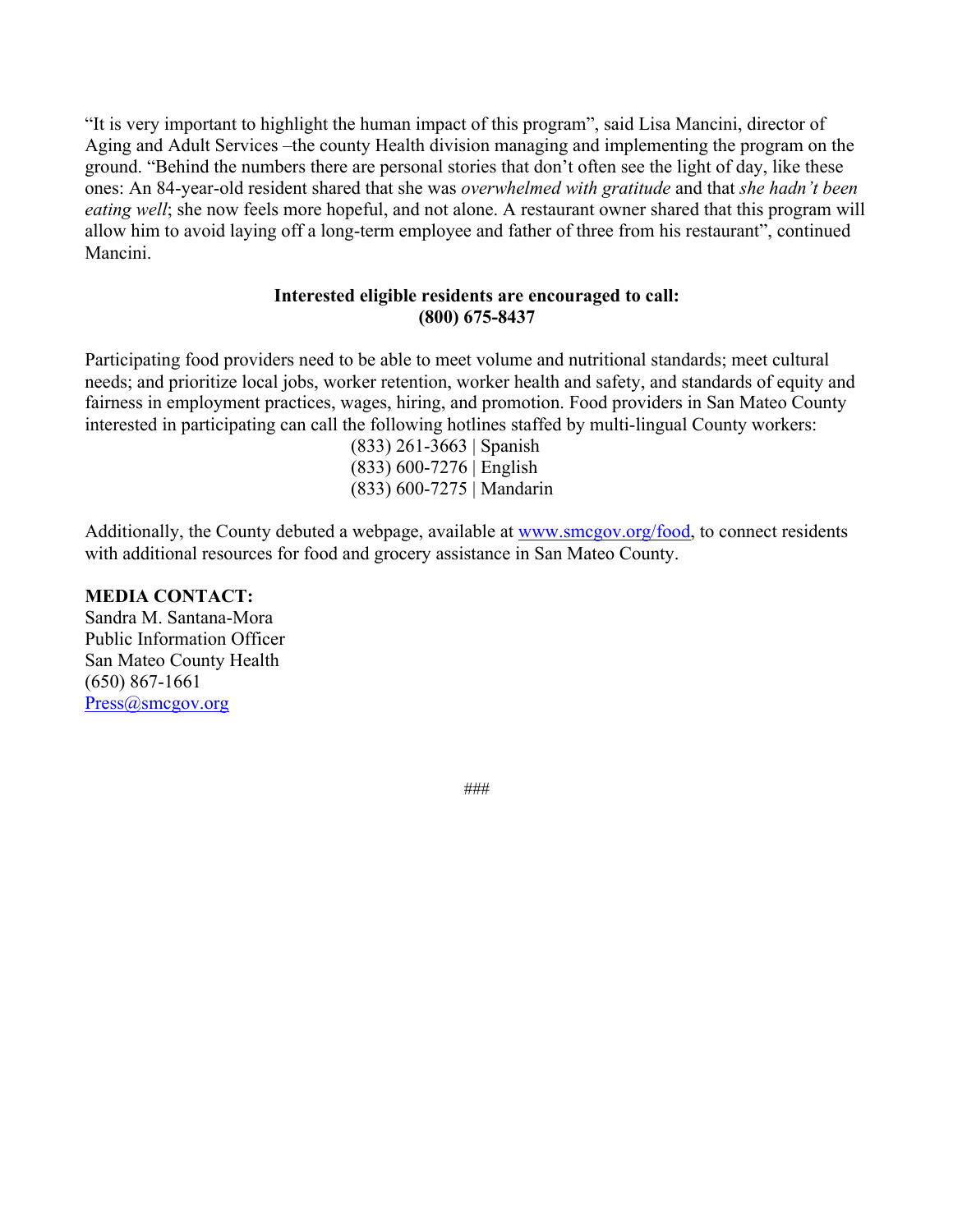"It is very important to highlight the human impact of this program", said Lisa Mancini, director of Aging and Adult Services –the county Health division managing and implementing the program on the ground. "Behind the numbers there are personal stories that don't often see the light of day, like these ones: An 84-year-old resident shared that she was *overwhelmed with gratitude* and that *she hadn't been eating well*; she now feels more hopeful, and not alone. A restaurant owner shared that this program will allow him to avoid laying off a long-term employee and father of three from his restaurant", continued Mancini.

**Interested eligible residents are encouraged to call:**
**(800) 675-8437**

Participating food providers need to be able to meet volume and nutritional standards; meet cultural needs; and prioritize local jobs, worker retention, worker health and safety, and standards of equity and fairness in employment practices, wages, hiring, and promotion. Food providers in San Mateo County interested in participating can call the following hotlines staffed by multi-lingual County workers:

(833) 261-3663 | Spanish
(833) 600-7276 | English
(833) 600-7275 | Mandarin

Additionally, the County debuted a webpage, available at www.smcgov.org/food, to connect residents with additional resources for food and grocery assistance in San Mateo County.

**MEDIA CONTACT:**
Sandra M. Santana-Mora
Public Information Officer
San Mateo County Health
(650) 867-1661
Press@smcgov.org

###